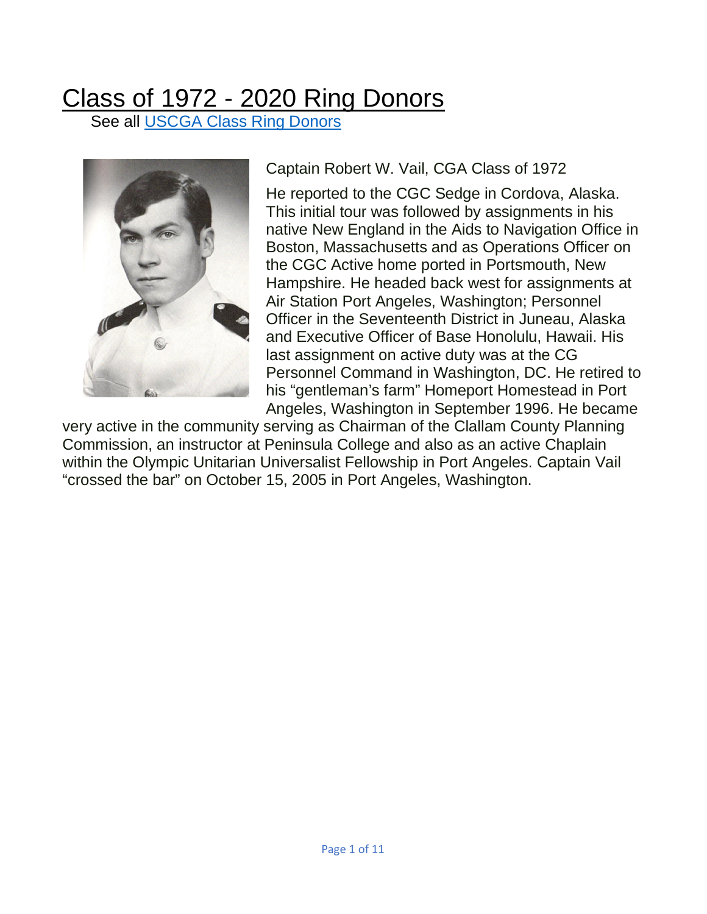# Class of 1972 - 2020 Ring Donors

See all [USCGA Class Ring Donors]

Captain Robert W. Vail, CGA Class of 1972

He reported to the CGC Sedge in Cordova, Alaska. This initial tour was followed by assignments in his native New England in the Aids to Navigation Office in Boston, Massachusetts and as Operations Officer on the CGC Active home ported in Portsmouth, New Hampshire. He headed back west for assignments at Air Station Port Angeles, Washington; Personnel Officer in the Seventeenth District in Juneau, Alaska and Executive Officer of Base Honolulu, Hawaii. His last assignment on active duty was at the CG Personnel Command in Washington, DC. He retired to his "gentleman's farm" Homeport Homestead in Port Angeles, Washington in September 1996. He became very active in the community serving as Chairman of the Clallam County Planning Commission, an instructor at Peninsula College and also as an active Chaplain within the Olympic Unitarian Universalist Fellowship in Port Angeles. Captain Vail "crossed the bar" on October 15, 2005 in Port Angeles, Washington.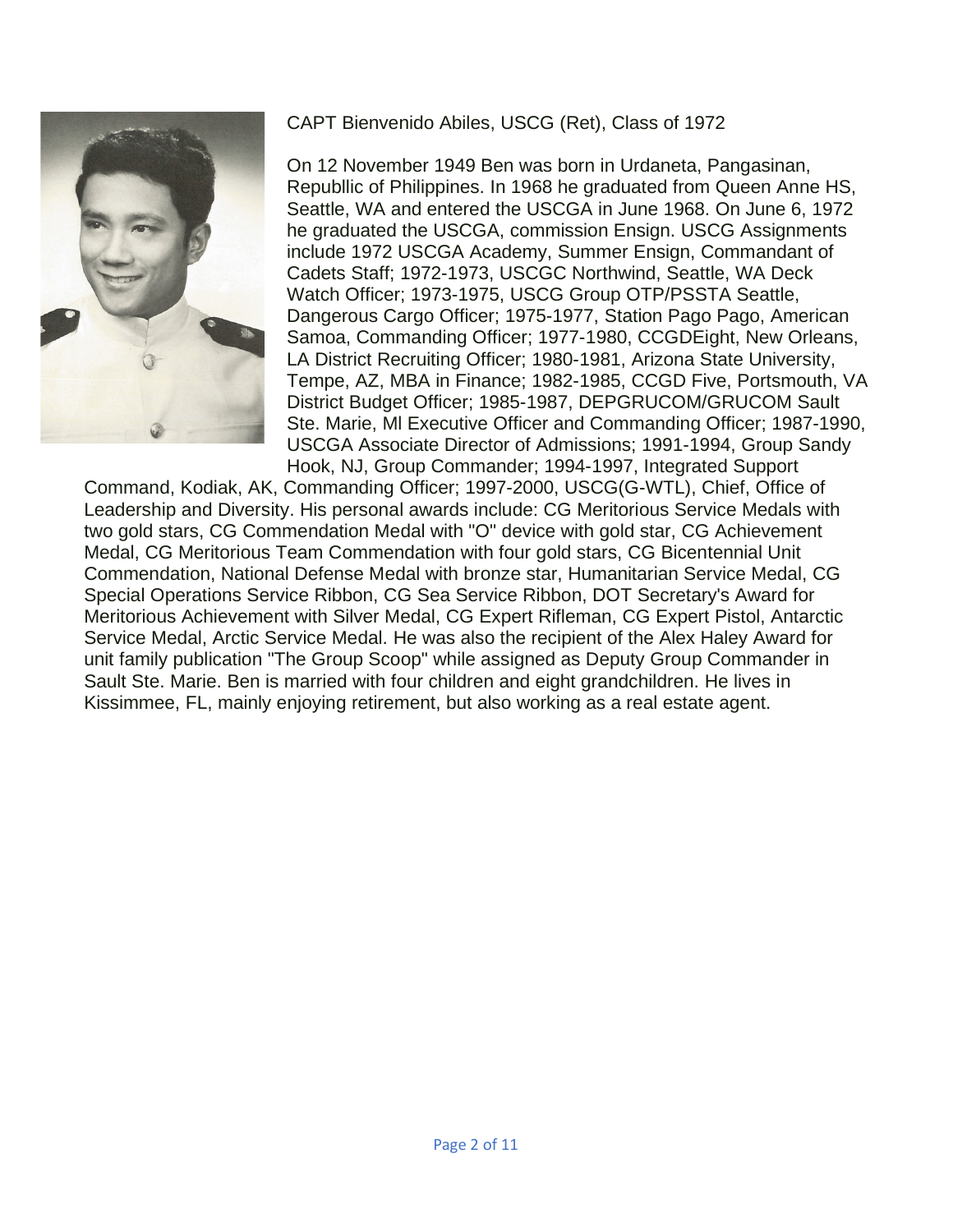CAPT Bienvenido Abiles, USCG (Ret), Class of 1972

On 12 November 1949 Ben was born in Urdaneta, Pangasinan, Republlic of Philippines. In 1968 he graduated from Queen Anne HS, Seattle, WA and entered the USCGA in June 1968. On June 6, 1972 he graduated the USCGA, commission Ensign. USCG Assignments include 1972 USCGA Academy, Summer Ensign, Commandant of Cadets Staff; 1972-1973, USCGC Northwind, Seattle, WA Deck Watch Officer; 1973-1975, USCG Group OTP/PSSTA Seattle, Dangerous Cargo Officer; 1975-1977, Station Pago Pago, American Samoa, Commanding Officer; 1977-1980, CCGDEight, New Orleans, LA District Recruiting Officer; 1980-1981, Arizona State University, Tempe, AZ, MBA in Finance; 1982-1985, CCGD Five, Portsmouth, VA District Budget Officer; 1985-1987, DEPGRUCOM/GRUCOM Sault Ste. Marie, Ml Executive Officer and Commanding Officer; 1987-1990, USCGA Associate Director of Admissions; 1991-1994, Group Sandy Hook, NJ, Group Commander; 1994-1997, Integrated Support Command, Kodiak, AK, Commanding Officer; 1997-2000, USCG(G-WTL), Chief, Office of Leadership and Diversity. His personal awards include: CG Meritorious Service Medals with two gold stars, CG Commendation Medal with "O" device with gold star, CG Achievement Medal, CG Meritorious Team Commendation with four gold stars, CG Bicentennial Unit Commendation, National Defense Medal with bronze star, Humanitarian Service Medal, CG Special Operations Service Ribbon, CG Sea Service Ribbon, DOT Secretary's Award for Meritorious Achievement with Silver Medal, CG Expert Rifleman, CG Expert Pistol, Antarctic Service Medal, Arctic Service Medal. He was also the recipient of the Alex Haley Award for unit family publication "The Group Scoop" while assigned as Deputy Group Commander in Sault Ste. Marie. Ben is married with four children and eight grandchildren. He lives in Kissimmee, FL, mainly enjoying retirement, but also working as a real estate agent.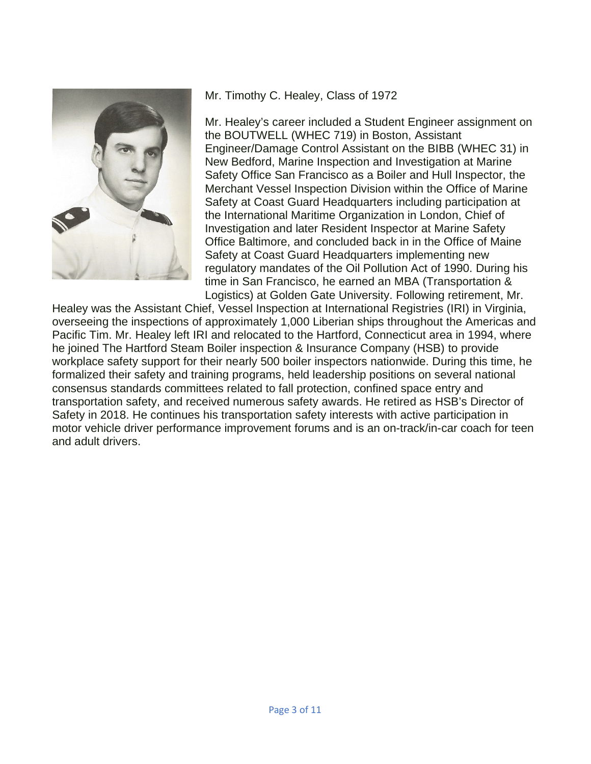Mr. Timothy C. Healey, Class of 1972

Mr. Healey's career included a Student Engineer assignment on the BOUTWELL (WHEC 719) in Boston, Assistant Engineer/Damage Control Assistant on the BIBB (WHEC 31) in New Bedford, Marine Inspection and Investigation at Marine Safety Office San Francisco as a Boiler and Hull Inspector, the Merchant Vessel Inspection Division within the Office of Marine Safety at Coast Guard Headquarters including participation at the International Maritime Organization in London, Chief of Investigation and later Resident Inspector at Marine Safety Office Baltimore, and concluded back in in the Office of Maine Safety at Coast Guard Headquarters implementing new regulatory mandates of the Oil Pollution Act of 1990. During his time in San Francisco, he earned an MBA (Transportation & Logistics) at Golden Gate University. Following retirement, Mr. Healey was the Assistant Chief, Vessel Inspection at International Registries (IRI) in Virginia, overseeing the inspections of approximately 1,000 Liberian ships throughout the Americas and Pacific Tim. Mr. Healey left IRI and relocated to the Hartford, Connecticut area in 1994, where he joined The Hartford Steam Boiler inspection & Insurance Company (HSB) to provide workplace safety support for their nearly 500 boiler inspectors nationwide. During this time, he formalized their safety and training programs, held leadership positions on several national consensus standards committees related to fall protection, confined space entry and transportation safety, and received numerous safety awards. He retired as HSB's Director of Safety in 2018. He continues his transportation safety interests with active participation in motor vehicle driver performance improvement forums and is an on-track/in-car coach for teen and adult drivers.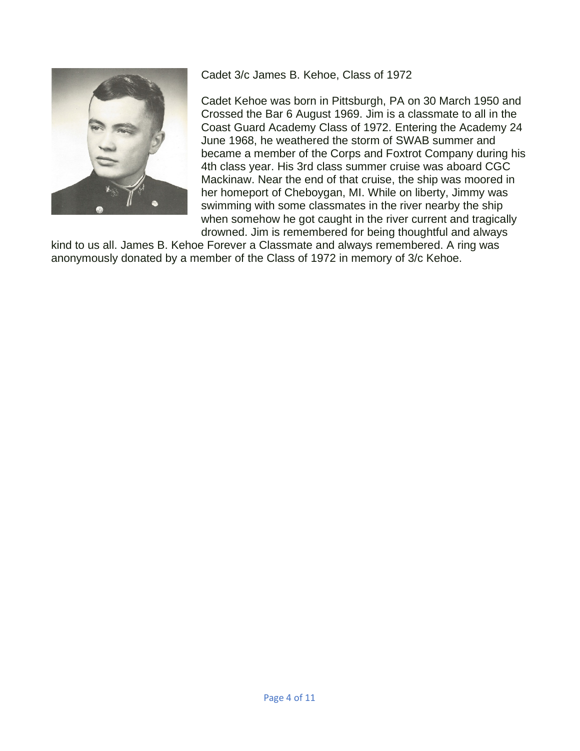Cadet 3/c James B. Kehoe, Class of 1972

Cadet Kehoe was born in Pittsburgh, PA on 30 March 1950 and Crossed the Bar 6 August 1969. Jim is a classmate to all in the Coast Guard Academy Class of 1972. Entering the Academy 24 June 1968, he weathered the storm of SWAB summer and became a member of the Corps and Foxtrot Company during his 4th class year. His 3rd class summer cruise was aboard CGC Mackinaw. Near the end of that cruise, the ship was moored in her homeport of Cheboygan, MI. While on liberty, Jimmy was swimming with some classmates in the river nearby the ship when somehow he got caught in the river current and tragically drowned. Jim is remembered for being thoughtful and always kind to us all. James B. Kehoe Forever a Classmate and always remembered. A ring was anonymously donated by a member of the Class of 1972 in memory of 3/c Kehoe.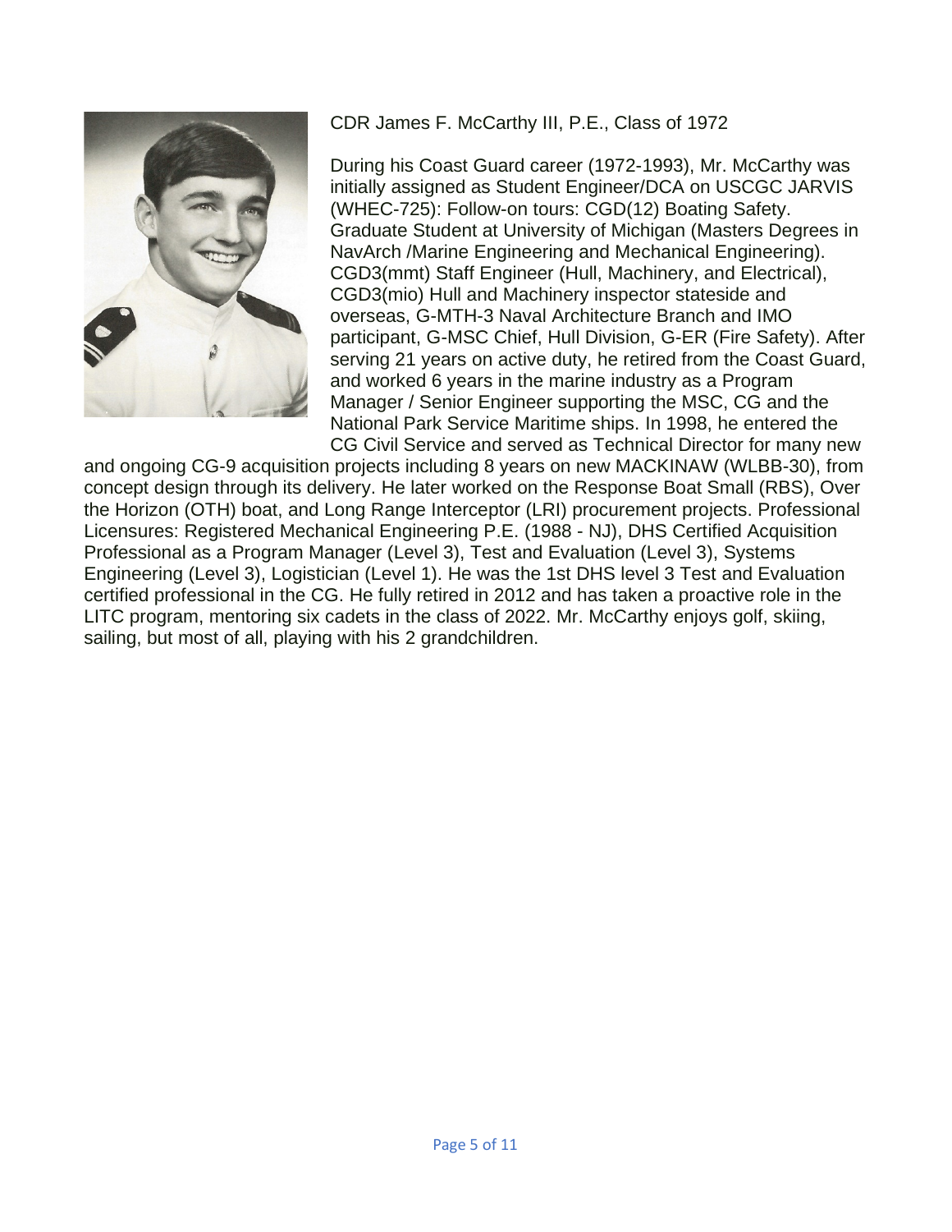CDR James F. McCarthy III, P.E., Class of 1972

During his Coast Guard career (1972-1993), Mr. McCarthy was initially assigned as Student Engineer/DCA on USCGC JARVIS (WHEC-725): Follow-on tours: CGD(12) Boating Safety. Graduate Student at University of Michigan (Masters Degrees in NavArch /Marine Engineering and Mechanical Engineering). CGD3(mmt) Staff Engineer (Hull, Machinery, and Electrical), CGD3(mio) Hull and Machinery inspector stateside and overseas, G-MTH-3 Naval Architecture Branch and IMO participant, G-MSC Chief, Hull Division, G-ER (Fire Safety). After serving 21 years on active duty, he retired from the Coast Guard, and worked 6 years in the marine industry as a Program Manager / Senior Engineer supporting the MSC, CG and the National Park Service Maritime ships. In 1998, he entered the CG Civil Service and served as Technical Director for many new and ongoing CG-9 acquisition projects including 8 years on new MACKINAW (WLBB-30), from concept design through its delivery. He later worked on the Response Boat Small (RBS), Over the Horizon (OTH) boat, and Long Range Interceptor (LRI) procurement projects. Professional Licensures: Registered Mechanical Engineering P.E. (1988 - NJ), DHS Certified Acquisition Professional as a Program Manager (Level 3), Test and Evaluation (Level 3), Systems Engineering (Level 3), Logistician (Level 1). He was the 1st DHS level 3 Test and Evaluation certified professional in the CG. He fully retired in 2012 and has taken a proactive role in the LITC program, mentoring six cadets in the class of 2022. Mr. McCarthy enjoys golf, skiing, sailing, but most of all, playing with his 2 grandchildren.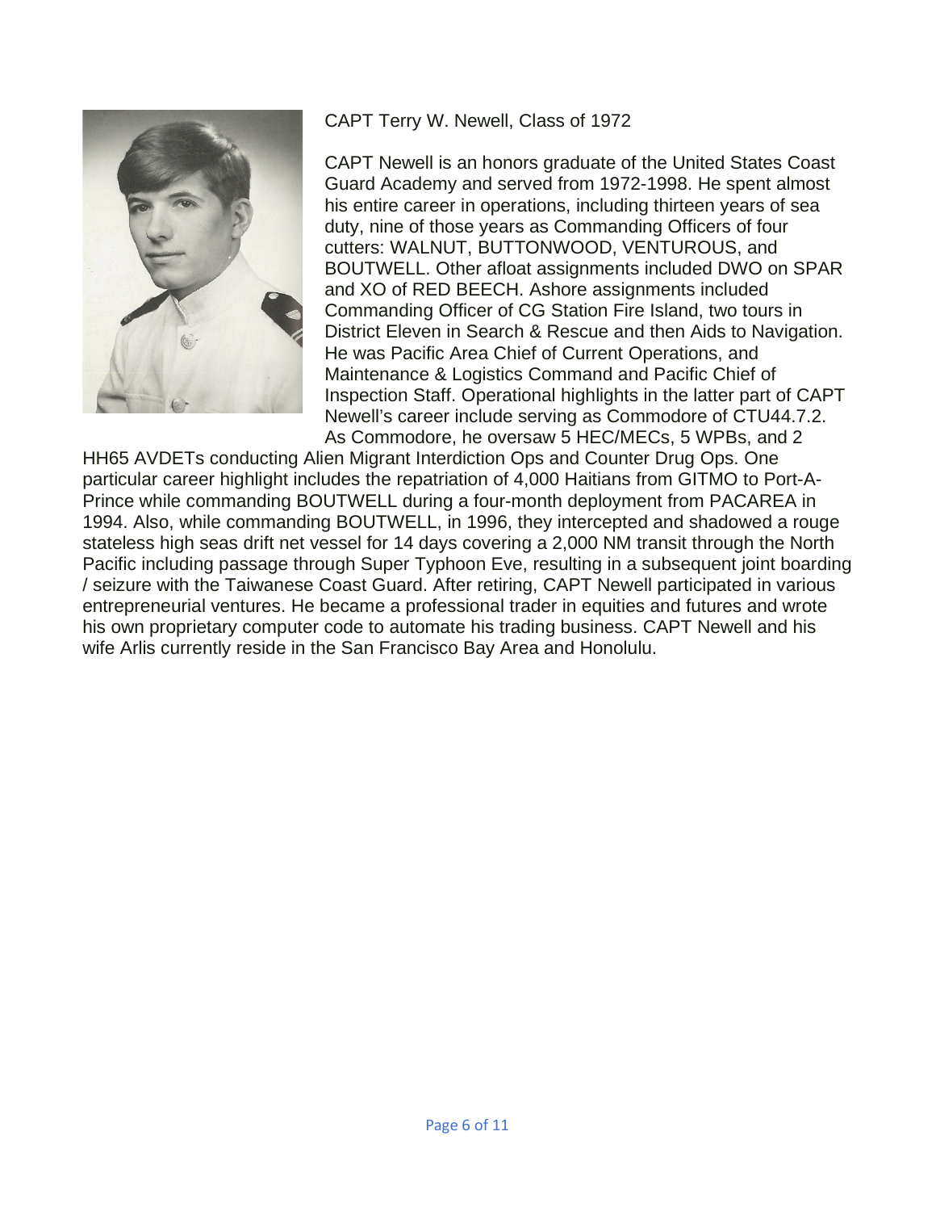CAPT Terry W. Newell, Class of 1972

CAPT Newell is an honors graduate of the United States Coast Guard Academy and served from 1972-1998. He spent almost his entire career in operations, including thirteen years of sea duty, nine of those years as Commanding Officers of four cutters: WALNUT, BUTTONWOOD, VENTUROUS, and BOUTWELL. Other afloat assignments included DWO on SPAR and XO of RED BEECH. Ashore assignments included Commanding Officer of CG Station Fire Island, two tours in District Eleven in Search & Rescue and then Aids to Navigation. He was Pacific Area Chief of Current Operations, and Maintenance & Logistics Command and Pacific Chief of Inspection Staff. Operational highlights in the latter part of CAPT Newell's career include serving as Commodore of CTU44.7.2. As Commodore, he oversaw 5 HEC/MECs, 5 WPBs, and 2 HH65 AVDETs conducting Alien Migrant Interdiction Ops and Counter Drug Ops. One particular career highlight includes the repatriation of 4,000 Haitians from GITMO to Port-A-Prince while commanding BOUTWELL during a four-month deployment from PACAREA in 1994. Also, while commanding BOUTWELL, in 1996, they intercepted and shadowed a rouge stateless high seas drift net vessel for 14 days covering a 2,000 NM transit through the North Pacific including passage through Super Typhoon Eve, resulting in a subsequent joint boarding / seizure with the Taiwanese Coast Guard. After retiring, CAPT Newell participated in various entrepreneurial ventures. He became a professional trader in equities and futures and wrote his own proprietary computer code to automate his trading business. CAPT Newell and his wife Arlis currently reside in the San Francisco Bay Area and Honolulu.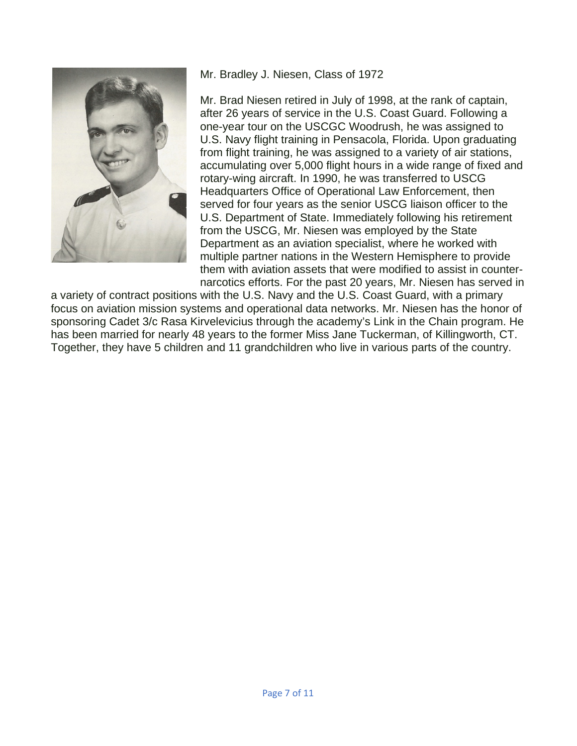Mr. Bradley J. Niesen, Class of 1972

Mr. Brad Niesen retired in July of 1998, at the rank of captain, after 26 years of service in the U.S. Coast Guard. Following a one-year tour on the USCGC Woodrush, he was assigned to U.S. Navy flight training in Pensacola, Florida. Upon graduating from flight training, he was assigned to a variety of air stations, accumulating over 5,000 flight hours in a wide range of fixed and rotary-wing aircraft. In 1990, he was transferred to USCG Headquarters Office of Operational Law Enforcement, then served for four years as the senior USCG liaison officer to the U.S. Department of State. Immediately following his retirement from the USCG, Mr. Niesen was employed by the State Department as an aviation specialist, where he worked with multiple partner nations in the Western Hemisphere to provide them with aviation assets that were modified to assist in counter-narcotics efforts. For the past 20 years, Mr. Niesen has served in a variety of contract positions with the U.S. Navy and the U.S. Coast Guard, with a primary focus on aviation mission systems and operational data networks. Mr. Niesen has the honor of sponsoring Cadet 3/c Rasa Kirvelevicius through the academy's Link in the Chain program. He has been married for nearly 48 years to the former Miss Jane Tuckerman, of Killingworth, CT. Together, they have 5 children and 11 grandchildren who live in various parts of the country.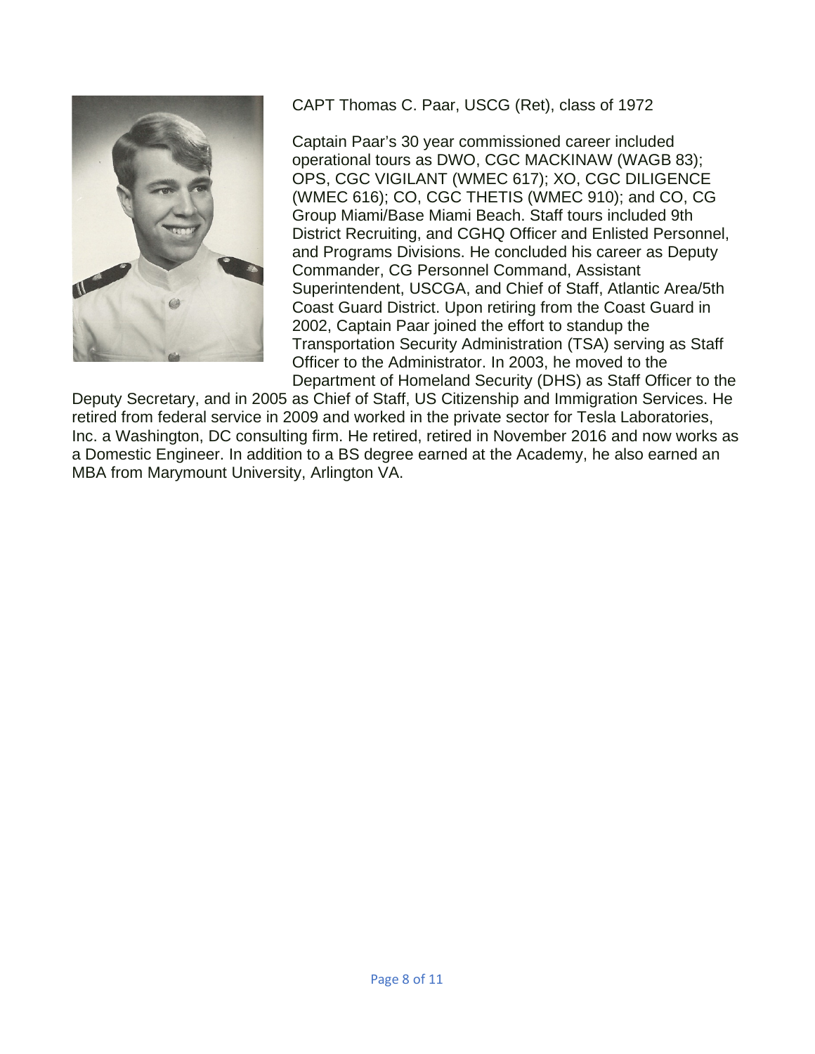CAPT Thomas C. Paar, USCG (Ret), class of 1972

Captain Paar's 30 year commissioned career included operational tours as DWO, CGC MACKINAW (WAGB 83); OPS, CGC VIGILANT (WMEC 617); XO, CGC DILIGENCE (WMEC 616); CO, CGC THETIS (WMEC 910); and CO, CG Group Miami/Base Miami Beach. Staff tours included 9th District Recruiting, and CGHQ Officer and Enlisted Personnel, and Programs Divisions. He concluded his career as Deputy Commander, CG Personnel Command, Assistant Superintendent, USCGA, and Chief of Staff, Atlantic Area/5th Coast Guard District. Upon retiring from the Coast Guard in 2002, Captain Paar joined the effort to standup the Transportation Security Administration (TSA) serving as Staff Officer to the Administrator. In 2003, he moved to the Department of Homeland Security (DHS) as Staff Officer to the Deputy Secretary, and in 2005 as Chief of Staff, US Citizenship and Immigration Services. He retired from federal service in 2009 and worked in the private sector for Tesla Laboratories, Inc. a Washington, DC consulting firm. He retired, retired in November 2016 and now works as a Domestic Engineer. In addition to a BS degree earned at the Academy, he also earned an MBA from Marymount University, Arlington VA.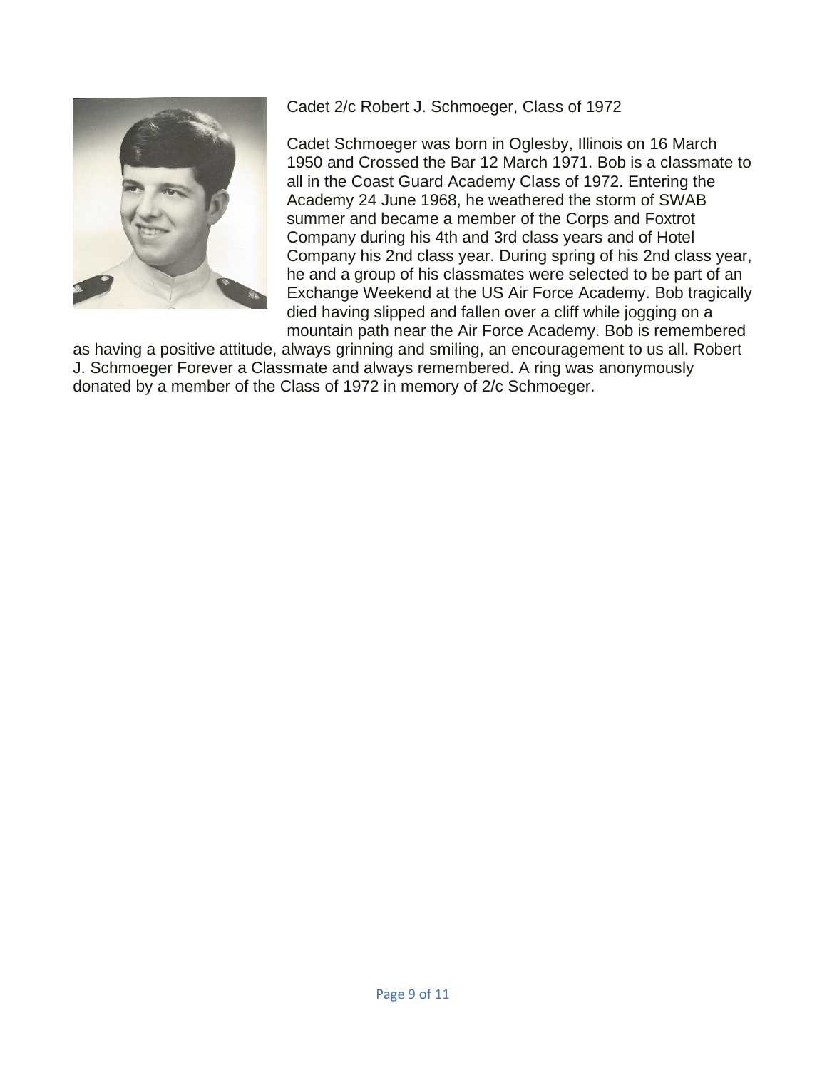Cadet 2/c Robert J. Schmoeger, Class of 1972

Cadet Schmoeger was born in Oglesby, Illinois on 16 March 1950 and Crossed the Bar 12 March 1971. Bob is a classmate to all in the Coast Guard Academy Class of 1972. Entering the Academy 24 June 1968, he weathered the storm of SWAB summer and became a member of the Corps and Foxtrot Company during his 4th and 3rd class years and of Hotel Company his 2nd class year. During spring of his 2nd class year, he and a group of his classmates were selected to be part of an Exchange Weekend at the US Air Force Academy. Bob tragically died having slipped and fallen over a cliff while jogging on a mountain path near the Air Force Academy. Bob is remembered as having a positive attitude, always grinning and smiling, an encouragement to us all. Robert J. Schmoeger Forever a Classmate and always remembered. A ring was anonymously donated by a member of the Class of 1972 in memory of 2/c Schmoeger.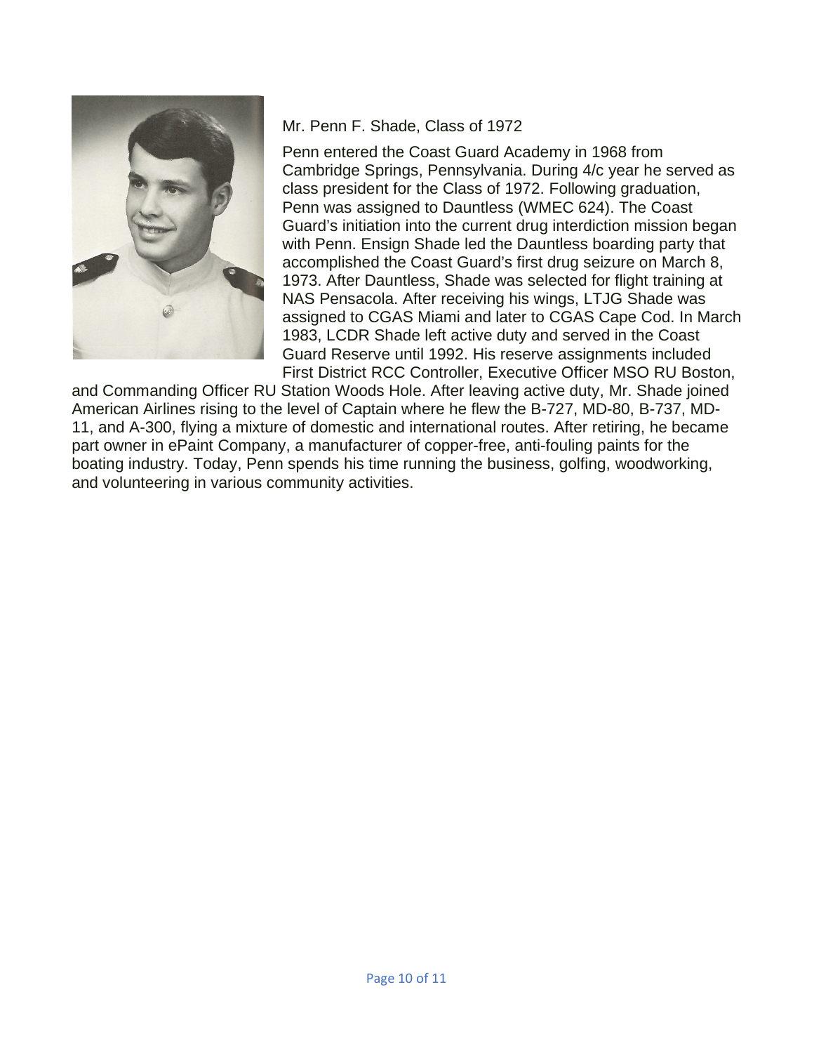Mr. Penn F. Shade, Class of 1972

Penn entered the Coast Guard Academy in 1968 from Cambridge Springs, Pennsylvania. During 4/c year he served as class president for the Class of 1972. Following graduation, Penn was assigned to Dauntless (WMEC 624). The Coast Guard's initiation into the current drug interdiction mission began with Penn. Ensign Shade led the Dauntless boarding party that accomplished the Coast Guard's first drug seizure on March 8, 1973. After Dauntless, Shade was selected for flight training at NAS Pensacola. After receiving his wings, LTJG Shade was assigned to CGAS Miami and later to CGAS Cape Cod. In March 1983, LCDR Shade left active duty and served in the Coast Guard Reserve until 1992. His reserve assignments included First District RCC Controller, Executive Officer MSO RU Boston, and Commanding Officer RU Station Woods Hole. After leaving active duty, Mr. Shade joined American Airlines rising to the level of Captain where he flew the B-727, MD-80, B-737, MD-11, and A-300, flying a mixture of domestic and international routes. After retiring, he became part owner in ePaint Company, a manufacturer of copper-free, anti-fouling paints for the boating industry. Today, Penn spends his time running the business, golfing, woodworking, and volunteering in various community activities.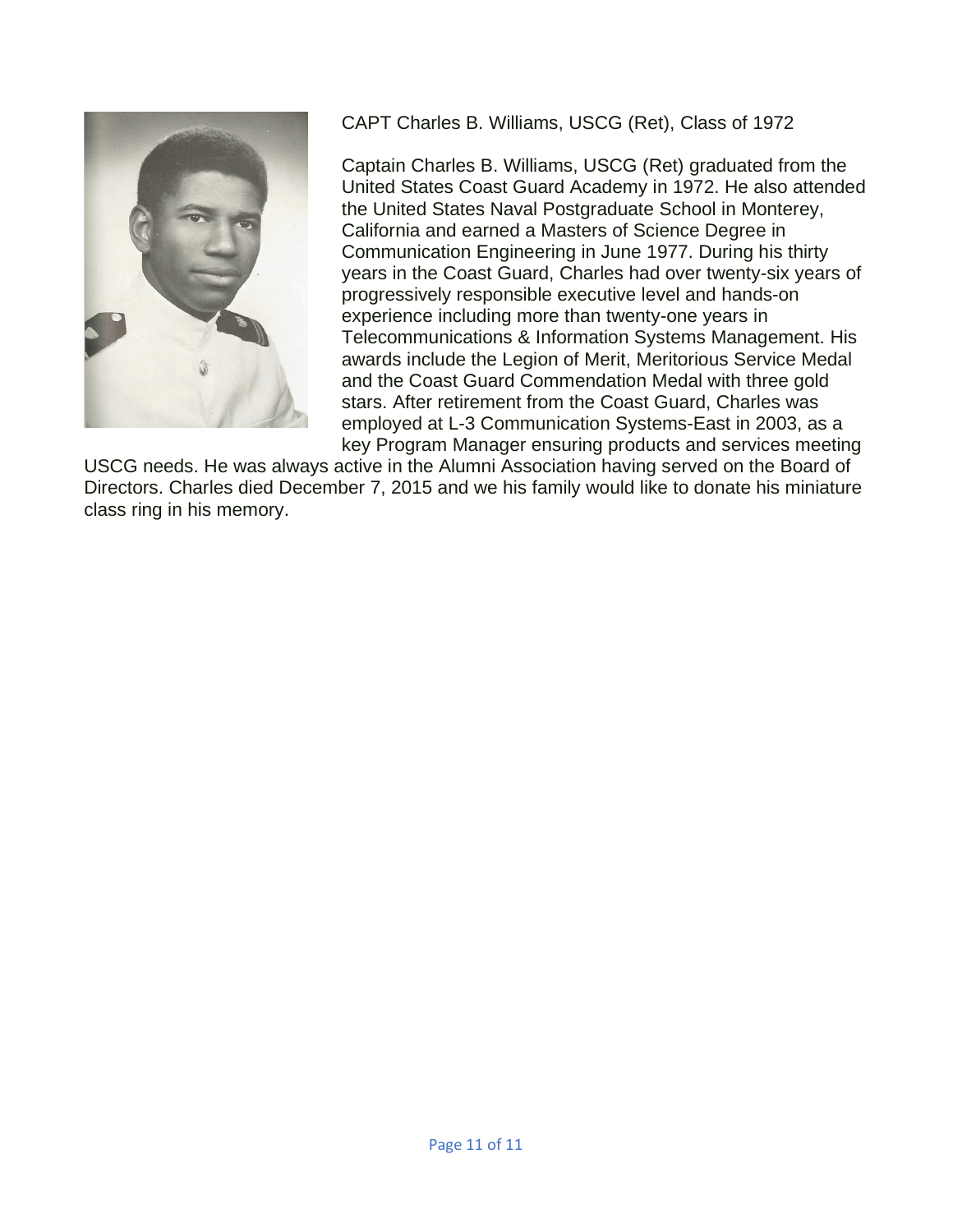CAPT Charles B. Williams, USCG (Ret), Class of 1972

Captain Charles B. Williams, USCG (Ret) graduated from the United States Coast Guard Academy in 1972. He also attended the United States Naval Postgraduate School in Monterey, California and earned a Masters of Science Degree in Communication Engineering in June 1977. During his thirty years in the Coast Guard, Charles had over twenty-six years of progressively responsible executive level and hands-on experience including more than twenty-one years in Telecommunications & Information Systems Management. His awards include the Legion of Merit, Meritorious Service Medal and the Coast Guard Commendation Medal with three gold stars. After retirement from the Coast Guard, Charles was employed at L-3 Communication Systems-East in 2003, as a key Program Manager ensuring products and services meeting USCG needs. He was always active in the Alumni Association having served on the Board of Directors. Charles died December 7, 2015 and we his family would like to donate his miniature class ring in his memory.